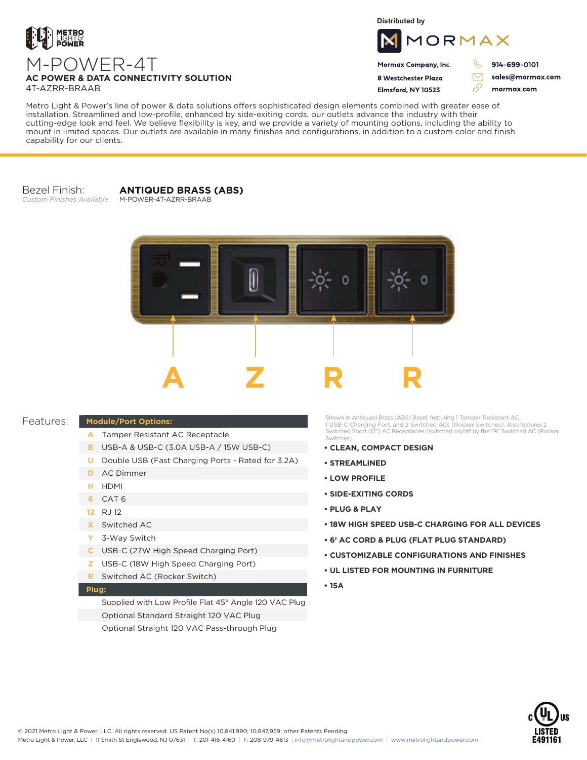METRO LIGHT & POWER

# M-POWER-4T

**AC POWER & DATA CONNECTIVITY SOLUTION**

4T-AZRR-BRAAB

Distributed by

MORMAX

**Mormax Company, Inc.**
**8 Westchester Plaza**
**Elmsford, NY 10523**

**914-699-0101**
**sales@mormax.com**
**mormax.com**

Metro Light & Power's line of power & data solutions offers sophisticated design elements combined with greater ease of installation. Streamlined and low-profile, enhanced by side-exiting cords, our outlets advance the industry with their cutting-edge look and feel. We believe flexibility is key, and we provide a variety of mounting options, including the ability to mount in limited spaces. Our outlets are available in many finishes and configurations, in addition to a custom color and finish capability for our clients.

Bezel Finish: **ANTIQUED BRASS (ABS)**
*Custom Finishes Available* M-POWER-4T-AZRR-BRAAB

A Z R R

## Features:

| Module/Port Options: | |
|---|---|
| A | Tamper Resistant AC Receptacle |
| B | USB-A & USB-C (3.0A USB-A / 15W USB-C) |
| U | Double USB (Fast Charging Ports - Rated for 3.2A) |
| D | AC Dimmer |
| H | HDMI |
| 6 | CAT 6 |
| 12 | RJ 12 |
| X | Switched AC |
| Y | 3-Way Switch |
| C | USB-C (27W High Speed Charging Port) |
| Z | USB-C (18W High Speed Charging Port) |
| R | Switched AC (Rocker Switch) |
| **Plug:** | |
| | Supplied with Low Profile Flat 45° Angle 120 VAC Plug |
| | Optional Standard Straight 120 VAC Plug |
| | Optional Straight 120 VAC Pass-through Plug |

Shown in Antiqued Brass (ABS) Bezel, featuring 1 Tamper Resistant AC, 1 USB-C Charging Port, and 2 Switched ACs (Rocker Switches). Also features 2 Switched Short (12") AC Receptacles (switched on/off by the "R" Switched AC (Rocker Switches).

- **CLEAN, COMPACT DESIGN**
- **STREAMLINED**
- **LOW PROFILE**
- **SIDE-EXITING CORDS**
- **PLUG & PLAY**
- **18W HIGH SPEED USB-C CHARGING FOR ALL DEVICES**
- **6' AC CORD & PLUG (FLAT PLUG STANDARD)**
- **CUSTOMIZABLE CONFIGURATIONS AND FINISHES**
- **UL LISTED FOR MOUNTING IN FURNITURE**
- **15A**

c UL us LISTED E491161

© 2021 Metro Light & Power, LLC. All rights reserved. US Patent No(s) 10,841,990; 10,847,959; other Patents Pending
Metro Light & Power, LLC | 11 Smith St Englewood, NJ 07631 | T: 201-416-4160 | F: 208-979-4613 | info@metrolightandpower.com | www.metrolightandpower.com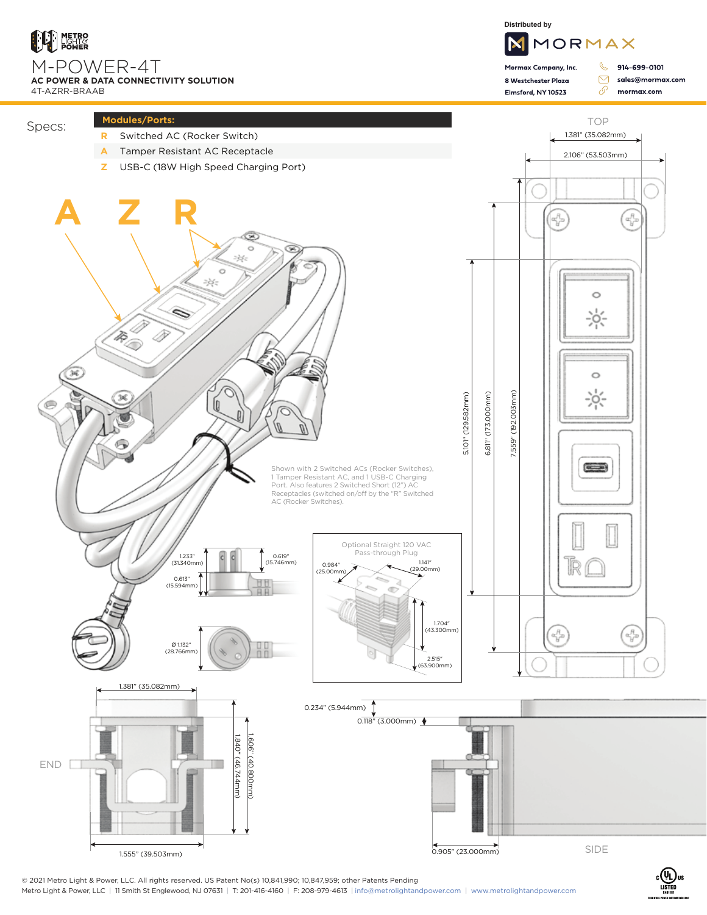# M-POWER-4T

**AC POWER & DATA CONNECTIVITY SOLUTION**

4T-AZRR-BRAAB

Distributed by

MORMAX

Mormax Company, Inc.
8 Westchester Plaza
Elmsford, NY 10523

914-699-0101
sales@mormax.com
mormax.com

## Specs:

**Modules/Ports:**

- R Switched AC (Rocker Switch)
- A Tamper Resistant AC Receptacle
- Z USB-C (18W High Speed Charging Port)

A Z R

Shown with 2 Switched ACs (Rocker Switches), 1 Tamper Resistant AC, and 1 USB-C Charging Port. Also features 2 Switched Short (12") AC Receptacles (switched on/off by the "R" Switched AC (Rocker Switches).

1.233" (31.340mm)
0.619" (15.746mm)
0.613" (15.594mm)
Ø 1.132" (28.766mm)

Optional Straight 120 VAC Pass-through Plug

0.984" (25.00mm)
1.141" (29.00mm)
1.704" (43.300mm)
2.515" (63.900mm)

TOP

1.381" (35.082mm)
2.106" (53.503mm)
5.101" (129.582mm)
6.811" (173.000mm)
7.559" (192.003mm)

END

1.381" (35.082mm)
1.840" (46.744mm)
1.606" (40.800mm)
1.555" (39.503mm)

SIDE

0.234" (5.944mm)
0.118" (3.000mm)
0.905" (23.000mm)

© 2021 Metro Light & Power, LLC. All rights reserved. US Patent No(s) 10,841,990; 10,847,959; other Patents Pending

Metro Light & Power, LLC | 11 Smith St Englewood, NJ 07631 | T: 201-416-4160 | F: 208-979-4613 | info@metrolightandpower.com | www.metrolightandpower.com